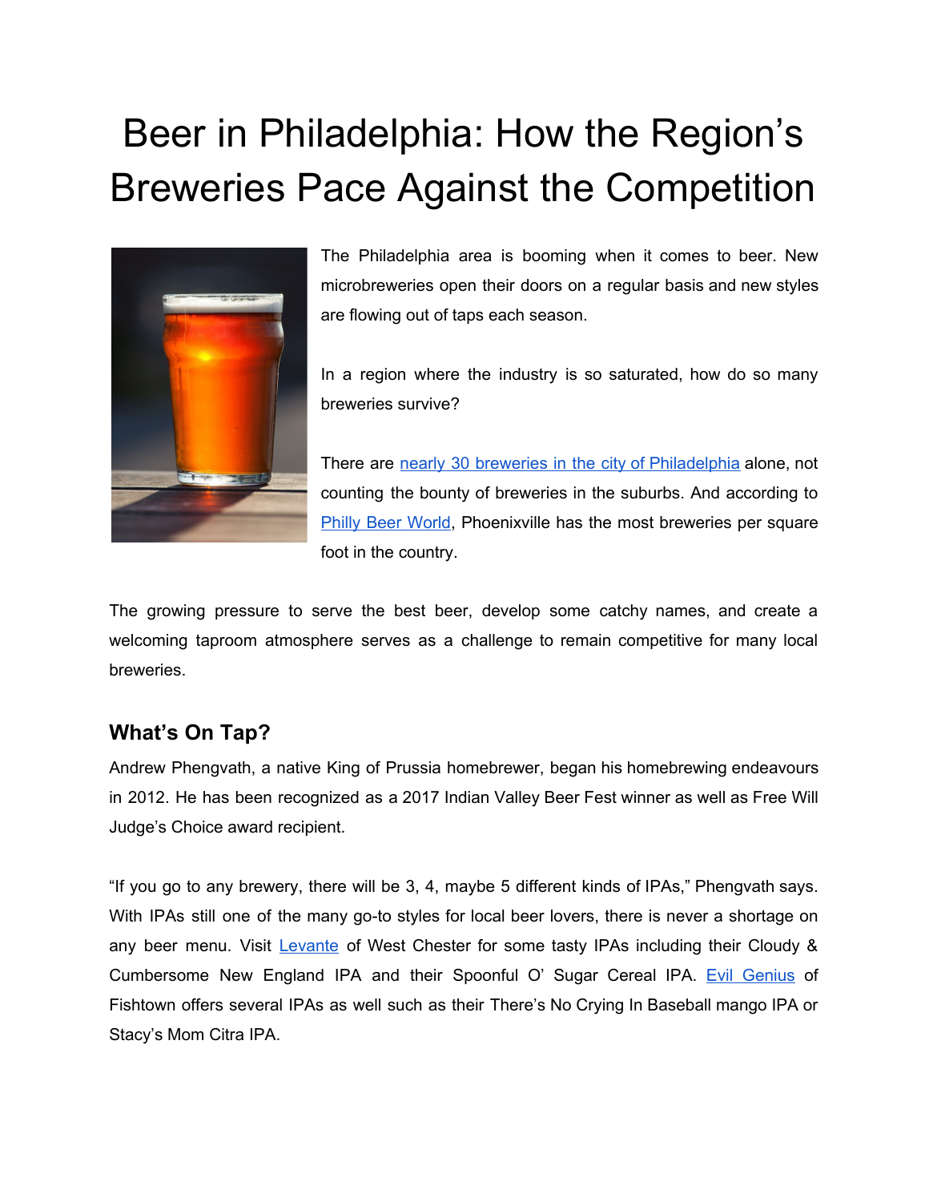# Beer in Philadelphia: How the Region's Breweries Pace Against the Competition

The Philadelphia area is booming when it comes to beer. New microbreweries open their doors on a regular basis and new styles are flowing out of taps each season.

In a region where the industry is so saturated, how do so many breweries survive?

There are nearly 30 breweries in the city of Philadelphia alone, not counting the bounty of breweries in the suburbs. And according to Philly Beer World, Phoenixville has the most breweries per square foot in the country.

The growing pressure to serve the best beer, develop some catchy names, and create a welcoming taproom atmosphere serves as a challenge to remain competitive for many local breweries.

## What's On Tap?

Andrew Phengvath, a native King of Prussia homebrewer, began his homebrewing endeavours in 2012. He has been recognized as a 2017 Indian Valley Beer Fest winner as well as Free Will Judge's Choice award recipient.

"If you go to any brewery, there will be 3, 4, maybe 5 different kinds of IPAs," Phengvath says. With IPAs still one of the many go-to styles for local beer lovers, there is never a shortage on any beer menu. Visit Levante of West Chester for some tasty IPAs including their Cloudy & Cumbersome New England IPA and their Spoonful O' Sugar Cereal IPA. Evil Genius of Fishtown offers several IPAs as well such as their There's No Crying In Baseball mango IPA or Stacy's Mom Citra IPA.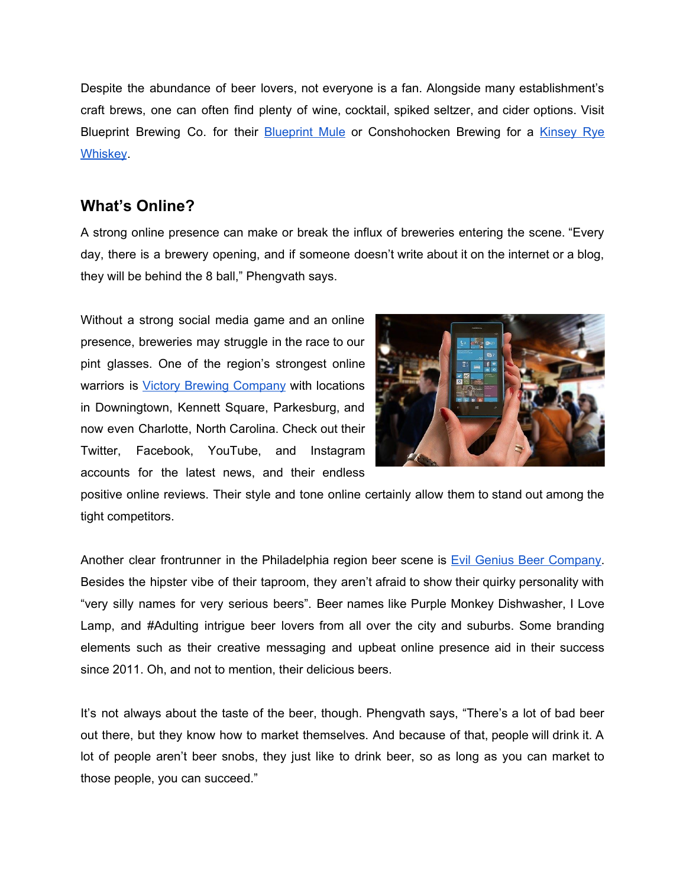Despite the abundance of beer lovers, not everyone is a fan. Alongside many establishment's craft brews, one can often find plenty of wine, cocktail, spiked seltzer, and cider options. Visit Blueprint Brewing Co. for their Blueprint Mule or Conshohocken Brewing for a Kinsey Rye Whiskey.

## What's Online?

A strong online presence can make or break the influx of breweries entering the scene. "Every day, there is a brewery opening, and if someone doesn't write about it on the internet or a blog, they will be behind the 8 ball," Phengvath says.

Without a strong social media game and an online presence, breweries may struggle in the race to our pint glasses. One of the region's strongest online warriors is Victory Brewing Company with locations in Downingtown, Kennett Square, Parkesburg, and now even Charlotte, North Carolina. Check out their Twitter, Facebook, YouTube, and Instagram accounts for the latest news, and their endless positive online reviews. Their style and tone online certainly allow them to stand out among the tight competitors.

Another clear frontrunner in the Philadelphia region beer scene is Evil Genius Beer Company. Besides the hipster vibe of their taproom, they aren't afraid to show their quirky personality with "very silly names for very serious beers". Beer names like Purple Monkey Dishwasher, I Love Lamp, and #Adulting intrigue beer lovers from all over the city and suburbs. Some branding elements such as their creative messaging and upbeat online presence aid in their success since 2011. Oh, and not to mention, their delicious beers.

It's not always about the taste of the beer, though. Phengvath says, "There's a lot of bad beer out there, but they know how to market themselves. And because of that, people will drink it. A lot of people aren't beer snobs, they just like to drink beer, so as long as you can market to those people, you can succeed."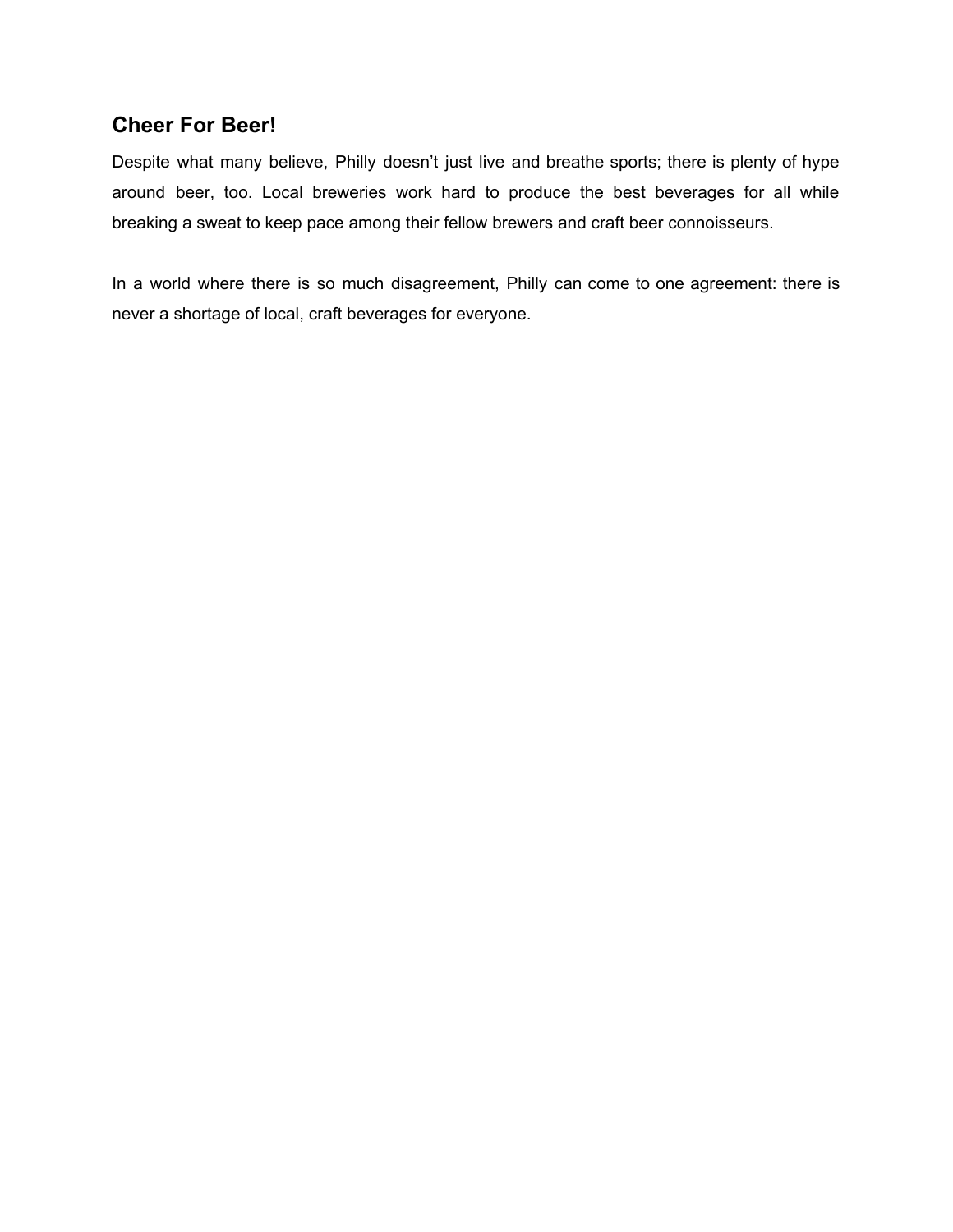## Cheer For Beer!

Despite what many believe, Philly doesn’t just live and breathe sports; there is plenty of hype around beer, too. Local breweries work hard to produce the best beverages for all while breaking a sweat to keep pace among their fellow brewers and craft beer connoisseurs.

In a world where there is so much disagreement, Philly can come to one agreement: there is never a shortage of local, craft beverages for everyone.